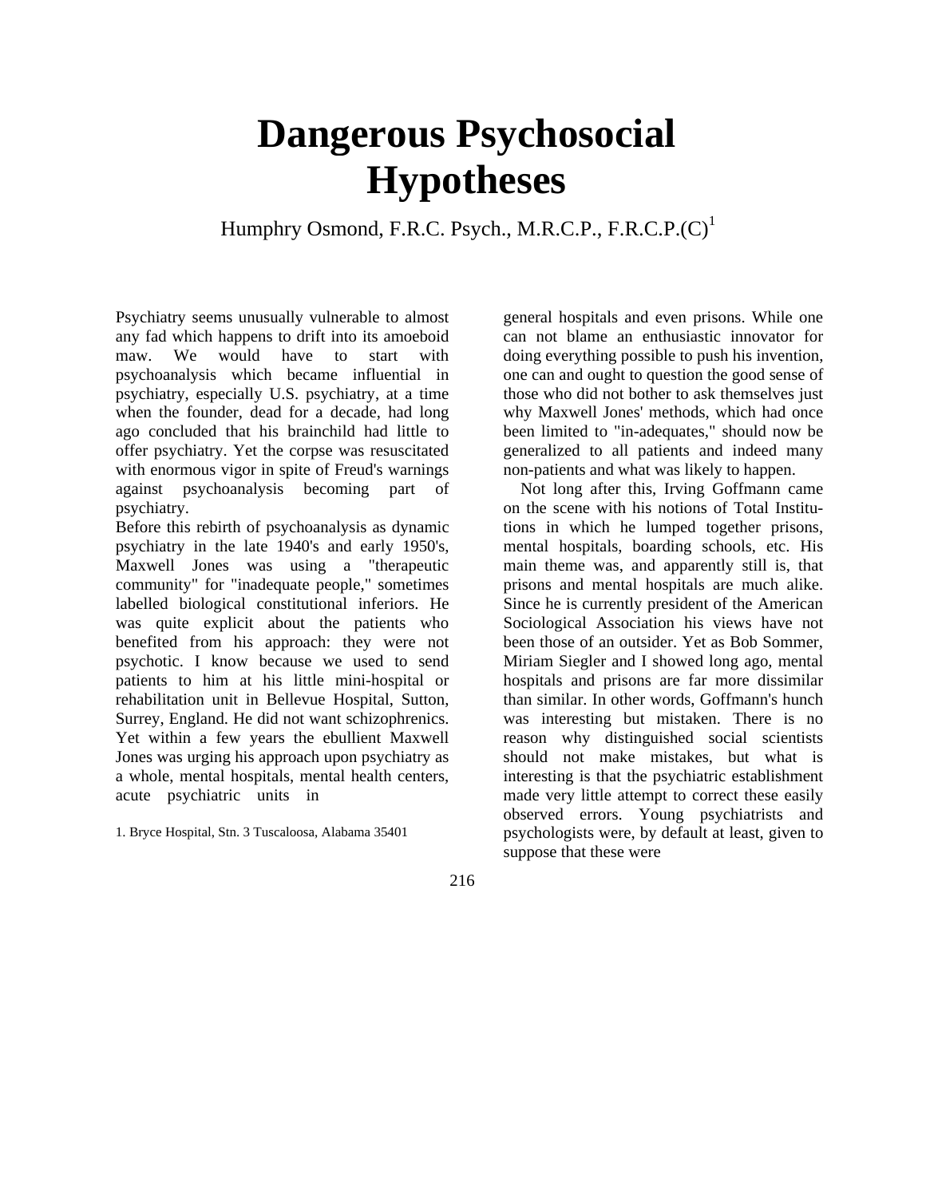# Dangerous Psychosocial Hypotheses

Humphry Osmond, F.R.C. Psych., M.R.C.P., F.R.C.P.(C)[1]

Psychiatry seems unusually vulnerable to almost any fad which happens to drift into its amoeboid maw. We would have to start with psychoanalysis which became influential in psychiatry, especially U.S. psychiatry, at a time when the founder, dead for a decade, had long ago concluded that his brainchild had little to offer psychiatry. Yet the corpse was resuscitated with enormous vigor in spite of Freud's warnings against psychoanalysis becoming part of psychiatry.

Before this rebirth of psychoanalysis as dynamic psychiatry in the late 1940's and early 1950's, Maxwell Jones was using a "therapeutic community" for "inadequate people," sometimes labelled biological constitutional inferiors. He was quite explicit about the patients who benefited from his approach: they were not psychotic. I know because we used to send patients to him at his little mini-hospital or rehabilitation unit in Bellevue Hospital, Sutton, Surrey, England. He did not want schizophrenics. Yet within a few years the ebullient Maxwell Jones was urging his approach upon psychiatry as a whole, mental hospitals, mental health centers, acute psychiatric units in general hospitals and even prisons. While one can not blame an enthusiastic innovator for doing everything possible to push his invention, one can and ought to question the good sense of those who did not bother to ask themselves just why Maxwell Jones' methods, which had once been limited to "in-adequates," should now be generalized to all patients and indeed many non-patients and what was likely to happen.

Not long after this, Irving Goffmann came on the scene with his notions of Total Institutions in which he lumped together prisons, mental hospitals, boarding schools, etc. His main theme was, and apparently still is, that prisons and mental hospitals are much alike. Since he is currently president of the American Sociological Association his views have not been those of an outsider. Yet as Bob Sommer, Miriam Siegler and I showed long ago, mental hospitals and prisons are far more dissimilar than similar. In other words, Goffmann's hunch was interesting but mistaken. There is no reason why distinguished social scientists should not make mistakes, but what is interesting is that the psychiatric establishment made very little attempt to correct these easily observed errors. Young psychiatrists and psychologists were, by default at least, given to suppose that these were

1. Bryce Hospital, Stn. 3 Tuscaloosa, Alabama 35401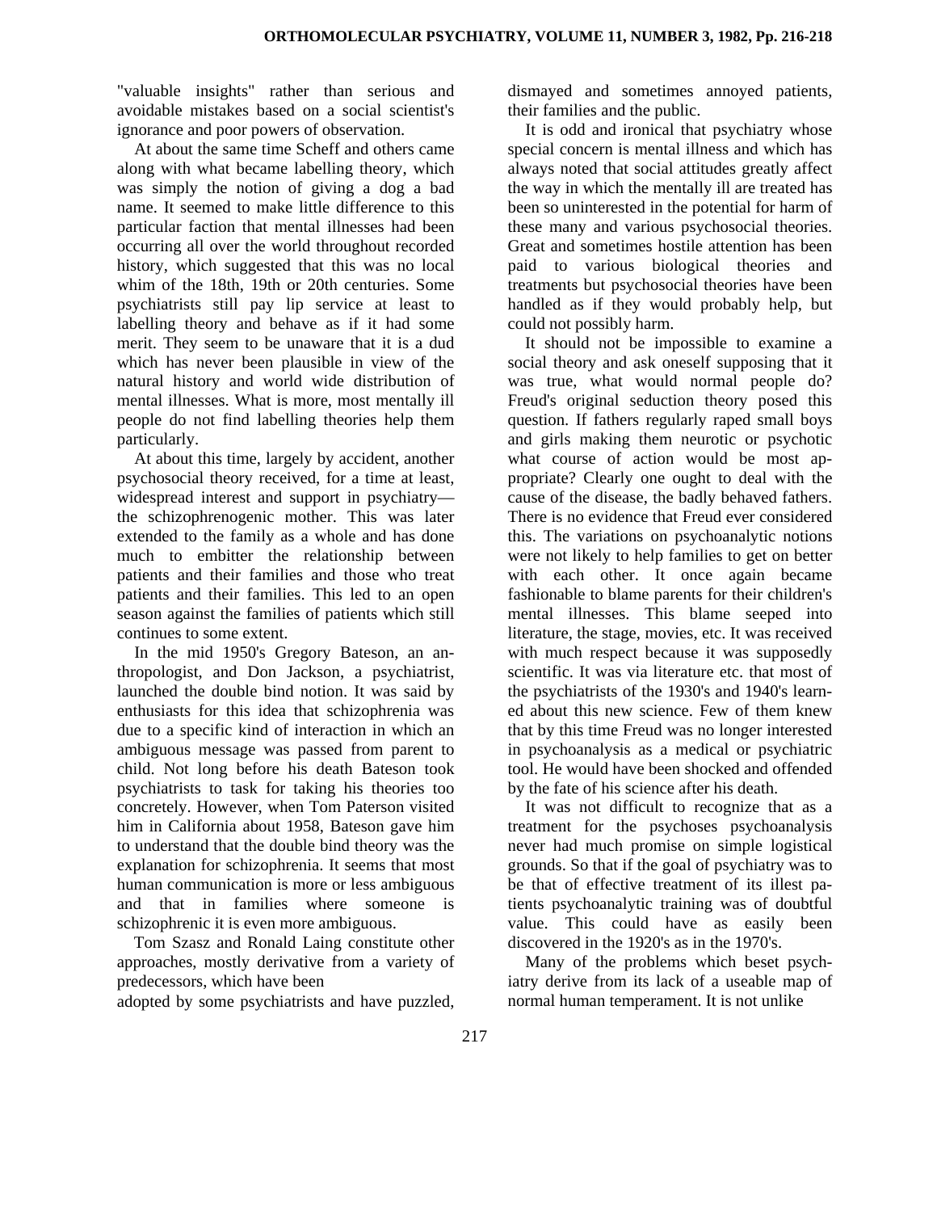"valuable insights" rather than serious and avoidable mistakes based on a social scientist's ignorance and poor powers of observation.

At about the same time Scheff and others came along with what became labelling theory, which was simply the notion of giving a dog a bad name. It seemed to make little difference to this particular faction that mental illnesses had been occurring all over the world throughout recorded history, which suggested that this was no local whim of the 18th, 19th or 20th centuries. Some psychiatrists still pay lip service at least to labelling theory and behave as if it had some merit. They seem to be unaware that it is a dud which has never been plausible in view of the natural history and world wide distribution of mental illnesses. What is more, most mentally ill people do not find labelling theories help them particularly.

At about this time, largely by accident, another psychosocial theory received, for a time at least, widespread interest and support in psychiatry—the schizophrenogenic mother. This was later extended to the family as a whole and has done much to embitter the relationship between patients and their families and those who treat patients and their families. This led to an open season against the families of patients which still continues to some extent.

In the mid 1950's Gregory Bateson, an anthropologist, and Don Jackson, a psychiatrist, launched the double bind notion. It was said by enthusiasts for this idea that schizophrenia was due to a specific kind of interaction in which an ambiguous message was passed from parent to child. Not long before his death Bateson took psychiatrists to task for taking his theories too concretely. However, when Tom Paterson visited him in California about 1958, Bateson gave him to understand that the double bind theory was the explanation for schizophrenia. It seems that most human communication is more or less ambiguous and that in families where someone is schizophrenic it is even more ambiguous.

Tom Szasz and Ronald Laing constitute other approaches, mostly derivative from a variety of predecessors, which have been adopted by some psychiatrists and have puzzled, dismayed and sometimes annoyed patients, their families and the public.

It is odd and ironical that psychiatry whose special concern is mental illness and which has always noted that social attitudes greatly affect the way in which the mentally ill are treated has been so uninterested in the potential for harm of these many and various psychosocial theories. Great and sometimes hostile attention has been paid to various biological theories and treatments but psychosocial theories have been handled as if they would probably help, but could not possibly harm.

It should not be impossible to examine a social theory and ask oneself supposing that it was true, what would normal people do? Freud's original seduction theory posed this question. If fathers regularly raped small boys and girls making them neurotic or psychotic what course of action would be most appropriate? Clearly one ought to deal with the cause of the disease, the badly behaved fathers. There is no evidence that Freud ever considered this. The variations on psychoanalytic notions were not likely to help families to get on better with each other. It once again became fashionable to blame parents for their children's mental illnesses. This blame seeped into literature, the stage, movies, etc. It was received with much respect because it was supposedly scientific. It was via literature etc. that most of the psychiatrists of the 1930's and 1940's learned about this new science. Few of them knew that by this time Freud was no longer interested in psychoanalysis as a medical or psychiatric tool. He would have been shocked and offended by the fate of his science after his death.

It was not difficult to recognize that as a treatment for the psychoses psychoanalysis never had much promise on simple logistical grounds. So that if the goal of psychiatry was to be that of effective treatment of its illest patients psychoanalytic training was of doubtful value. This could have as easily been discovered in the 1920's as in the 1970's.

Many of the problems which beset psychiatry derive from its lack of a useable map of normal human temperament. It is not unlike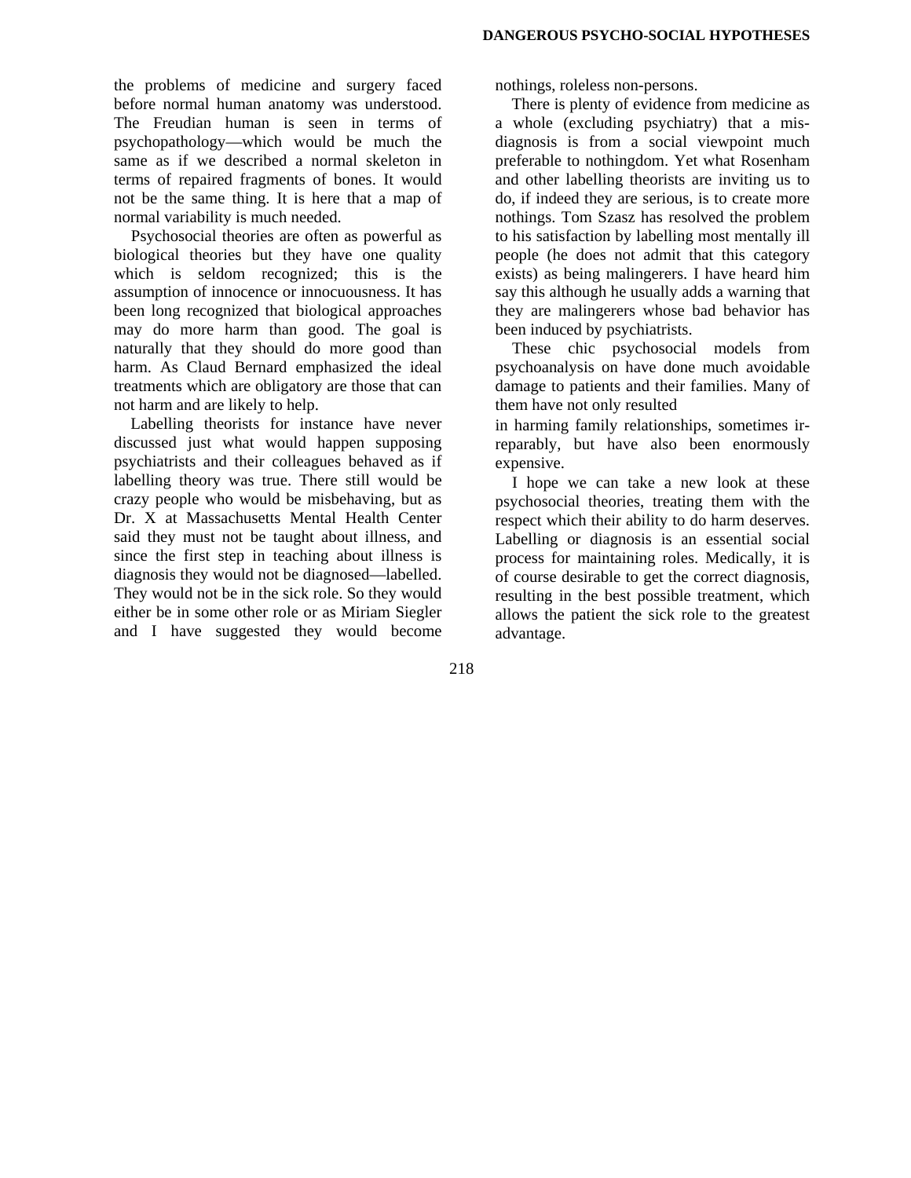the problems of medicine and surgery faced before normal human anatomy was understood. The Freudian human is seen in terms of psychopathology—which would be much the same as if we described a normal skeleton in terms of repaired fragments of bones. It would not be the same thing. It is here that a map of normal variability is much needed.

Psychosocial theories are often as powerful as biological theories but they have one quality which is seldom recognized; this is the assumption of innocence or innocuousness. It has been long recognized that biological approaches may do more harm than good. The goal is naturally that they should do more good than harm. As Claud Bernard emphasized the ideal treatments which are obligatory are those that can not harm and are likely to help.

Labelling theorists for instance have never discussed just what would happen supposing psychiatrists and their colleagues behaved as if labelling theory was true. There still would be crazy people who would be misbehaving, but as Dr. X at Massachusetts Mental Health Center said they must not be taught about illness, and since the first step in teaching about illness is diagnosis they would not be diagnosed—labelled. They would not be in the sick role. So they would either be in some other role or as Miriam Siegler and I have suggested they would become nothings, roleless non-persons.

There is plenty of evidence from medicine as a whole (excluding psychiatry) that a misdiagnosis is from a social viewpoint much preferable to nothingdom. Yet what Rosenham and other labelling theorists are inviting us to do, if indeed they are serious, is to create more nothings. Tom Szasz has resolved the problem to his satisfaction by labelling most mentally ill people (he does not admit that this category exists) as being malingerers. I have heard him say this although he usually adds a warning that they are malingerers whose bad behavior has been induced by psychiatrists.

These chic psychosocial models from psychoanalysis on have done much avoidable damage to patients and their families. Many of them have not only resulted in harming family relationships, sometimes irreparably, but have also been enormously expensive.

I hope we can take a new look at these psychosocial theories, treating them with the respect which their ability to do harm deserves. Labelling or diagnosis is an essential social process for maintaining roles. Medically, it is of course desirable to get the correct diagnosis, resulting in the best possible treatment, which allows the patient the sick role to the greatest advantage.